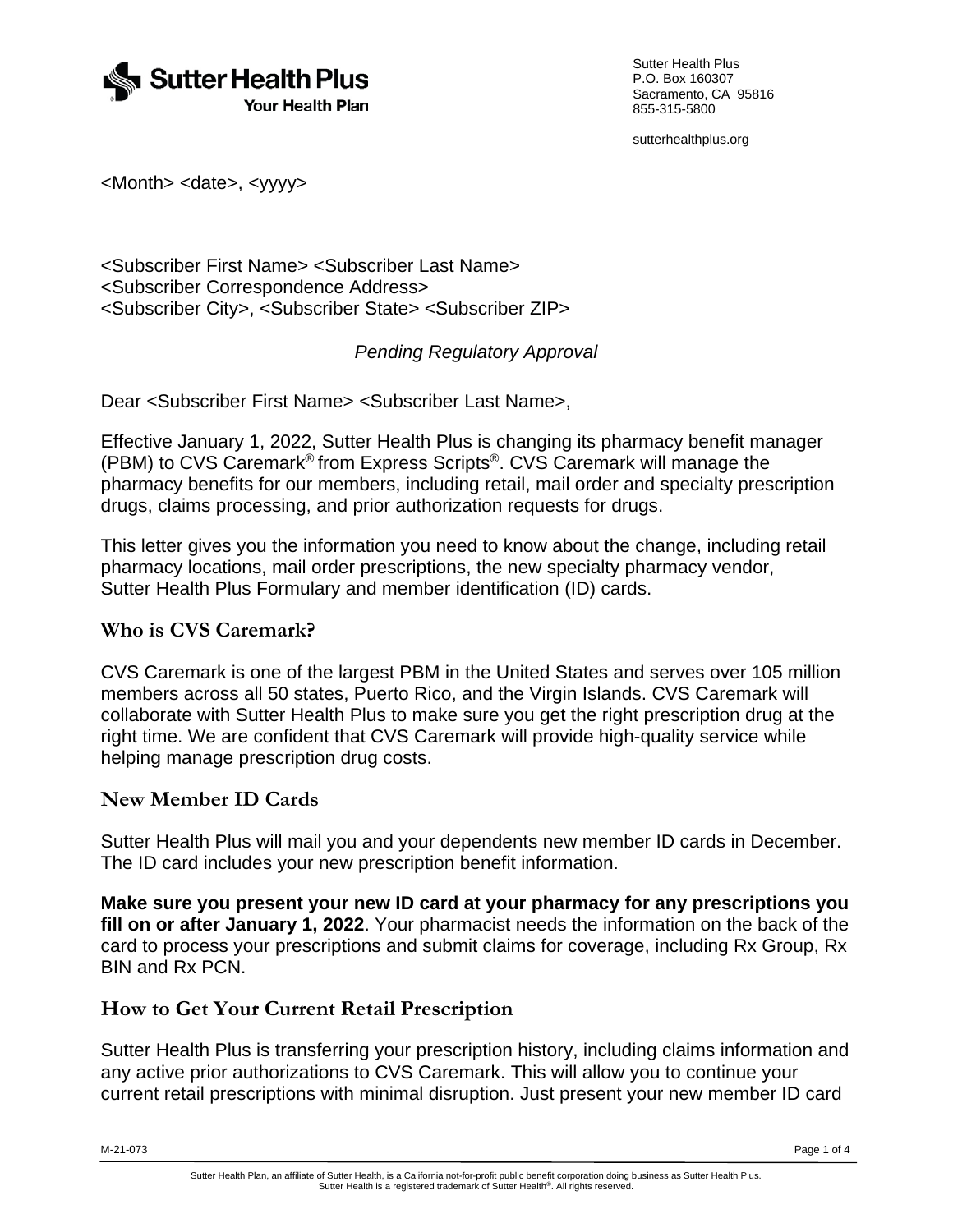**Sutter Health Plus**
Your Health Plan

Sutter Health Plus
P.O. Box 160307
Sacramento, CA 95816
855-315-5800

sutterhealthplus.org

<Month> <date>, <yyyy>

<Subscriber First Name> <Subscriber Last Name>
<Subscriber Correspondence Address>
<Subscriber City>, <Subscriber State> <Subscriber ZIP>

*Pending Regulatory Approval*

Dear <Subscriber First Name> <Subscriber Last Name>,

Effective January 1, 2022, Sutter Health Plus is changing its pharmacy benefit manager (PBM) to CVS Caremark® from Express Scripts®. CVS Caremark will manage the pharmacy benefits for our members, including retail, mail order and specialty prescription drugs, claims processing, and prior authorization requests for drugs.

This letter gives you the information you need to know about the change, including retail pharmacy locations, mail order prescriptions, the new specialty pharmacy vendor, Sutter Health Plus Formulary and member identification (ID) cards.

## Who is CVS Caremark?

CVS Caremark is one of the largest PBM in the United States and serves over 105 million members across all 50 states, Puerto Rico, and the Virgin Islands. CVS Caremark will collaborate with Sutter Health Plus to make sure you get the right prescription drug at the right time. We are confident that CVS Caremark will provide high-quality service while helping manage prescription drug costs.

## New Member ID Cards

Sutter Health Plus will mail you and your dependents new member ID cards in December. The ID card includes your new prescription benefit information.

**Make sure you present your new ID card at your pharmacy for any prescriptions you fill on or after January 1, 2022**. Your pharmacist needs the information on the back of the card to process your prescriptions and submit claims for coverage, including Rx Group, Rx BIN and Rx PCN.

## How to Get Your Current Retail Prescription

Sutter Health Plus is transferring your prescription history, including claims information and any active prior authorizations to CVS Caremark. This will allow you to continue your current retail prescriptions with minimal disruption. Just present your new member ID card

M-21-073

Sutter Health Plan, an affiliate of Sutter Health, is a California not-for-profit public benefit corporation doing business as Sutter Health Plus.
Sutter Health is a registered trademark of Sutter Health®. All rights reserved.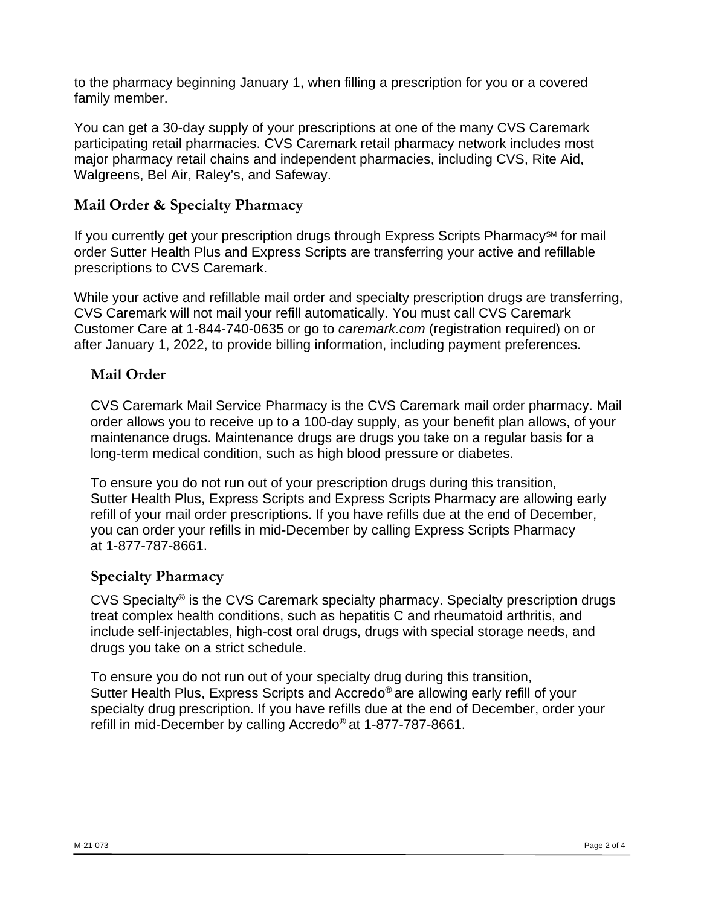to the pharmacy beginning January 1, when filling a prescription for you or a covered family member.

You can get a 30-day supply of your prescriptions at one of the many CVS Caremark participating retail pharmacies. CVS Caremark retail pharmacy network includes most major pharmacy retail chains and independent pharmacies, including CVS, Rite Aid, Walgreens, Bel Air, Raley's, and Safeway.

## Mail Order & Specialty Pharmacy

If you currently get your prescription drugs through Express Scripts Pharmacy℠ for mail order Sutter Health Plus and Express Scripts are transferring your active and refillable prescriptions to CVS Caremark.

While your active and refillable mail order and specialty prescription drugs are transferring, CVS Caremark will not mail your refill automatically. You must call CVS Caremark Customer Care at 1-844-740-0635 or go to *caremark.com* (registration required) on or after January 1, 2022, to provide billing information, including payment preferences.

### Mail Order

CVS Caremark Mail Service Pharmacy is the CVS Caremark mail order pharmacy. Mail order allows you to receive up to a 100-day supply, as your benefit plan allows, of your maintenance drugs. Maintenance drugs are drugs you take on a regular basis for a long-term medical condition, such as high blood pressure or diabetes.

To ensure you do not run out of your prescription drugs during this transition, Sutter Health Plus, Express Scripts and Express Scripts Pharmacy are allowing early refill of your mail order prescriptions. If you have refills due at the end of December, you can order your refills in mid-December by calling Express Scripts Pharmacy at 1-877-787-8661.

### Specialty Pharmacy

CVS Specialty® is the CVS Caremark specialty pharmacy. Specialty prescription drugs treat complex health conditions, such as hepatitis C and rheumatoid arthritis, and include self-injectables, high-cost oral drugs, drugs with special storage needs, and drugs you take on a strict schedule.

To ensure you do not run out of your specialty drug during this transition, Sutter Health Plus, Express Scripts and Accredo® are allowing early refill of your specialty drug prescription. If you have refills due at the end of December, order your refill in mid-December by calling Accredo® at 1-877-787-8661.

M-21-073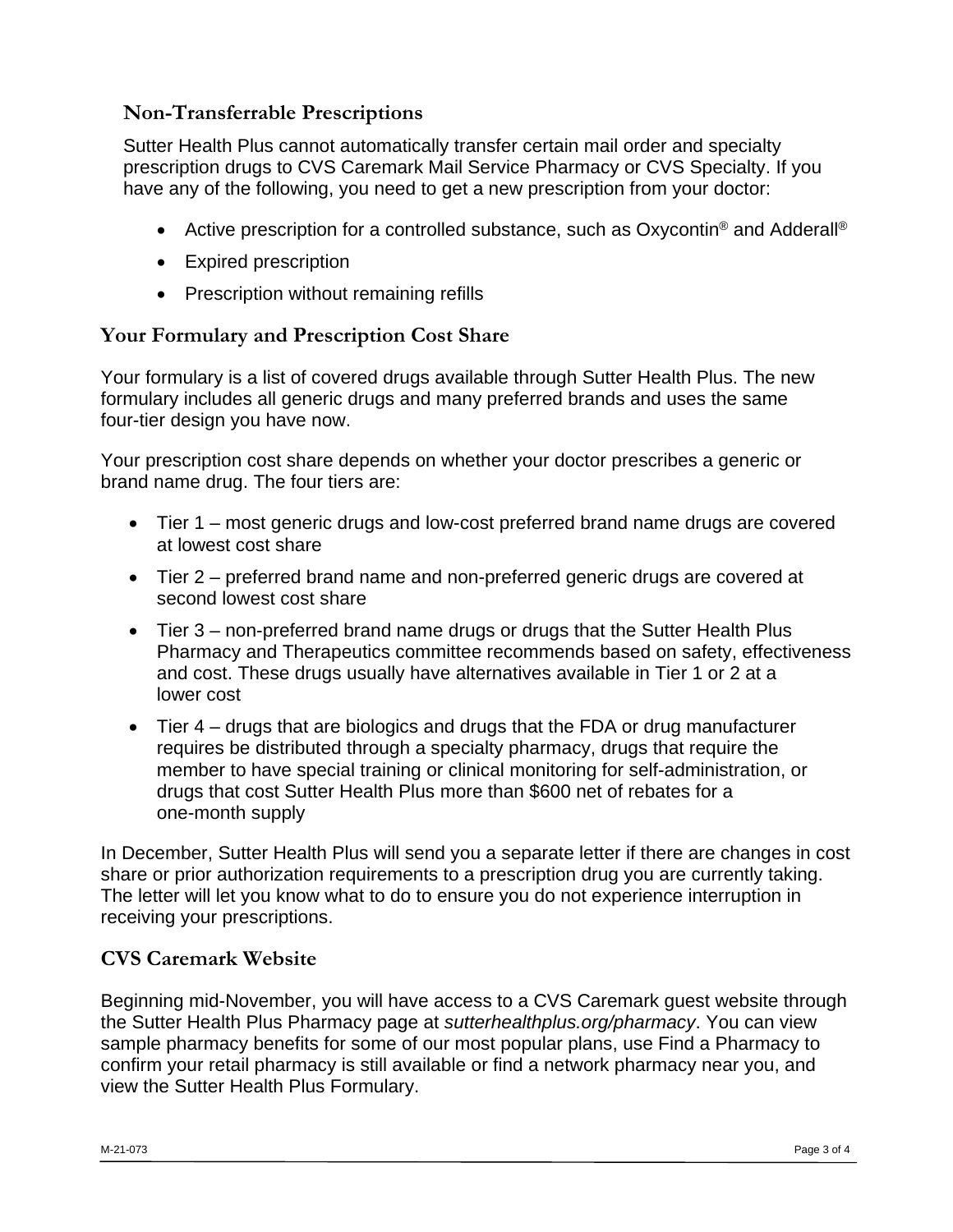### Non-Transferrable Prescriptions

Sutter Health Plus cannot automatically transfer certain mail order and specialty prescription drugs to CVS Caremark Mail Service Pharmacy or CVS Specialty. If you have any of the following, you need to get a new prescription from your doctor:

- Active prescription for a controlled substance, such as Oxycontin® and Adderall®
- Expired prescription
- Prescription without remaining refills

## Your Formulary and Prescription Cost Share

Your formulary is a list of covered drugs available through Sutter Health Plus. The new formulary includes all generic drugs and many preferred brands and uses the same four-tier design you have now.

Your prescription cost share depends on whether your doctor prescribes a generic or brand name drug. The four tiers are:

- Tier 1 – most generic drugs and low-cost preferred brand name drugs are covered at lowest cost share
- Tier 2 – preferred brand name and non-preferred generic drugs are covered at second lowest cost share
- Tier 3 – non-preferred brand name drugs or drugs that the Sutter Health Plus Pharmacy and Therapeutics committee recommends based on safety, effectiveness and cost. These drugs usually have alternatives available in Tier 1 or 2 at a lower cost
- Tier 4 – drugs that are biologics and drugs that the FDA or drug manufacturer requires be distributed through a specialty pharmacy, drugs that require the member to have special training or clinical monitoring for self-administration, or drugs that cost Sutter Health Plus more than $600 net of rebates for a one-month supply

In December, Sutter Health Plus will send you a separate letter if there are changes in cost share or prior authorization requirements to a prescription drug you are currently taking. The letter will let you know what to do to ensure you do not experience interruption in receiving your prescriptions.

## CVS Caremark Website

Beginning mid-November, you will have access to a CVS Caremark guest website through the Sutter Health Plus Pharmacy page at *sutterhealthplus.org/pharmacy*. You can view sample pharmacy benefits for some of our most popular plans, use Find a Pharmacy to confirm your retail pharmacy is still available or find a network pharmacy near you, and view the Sutter Health Plus Formulary.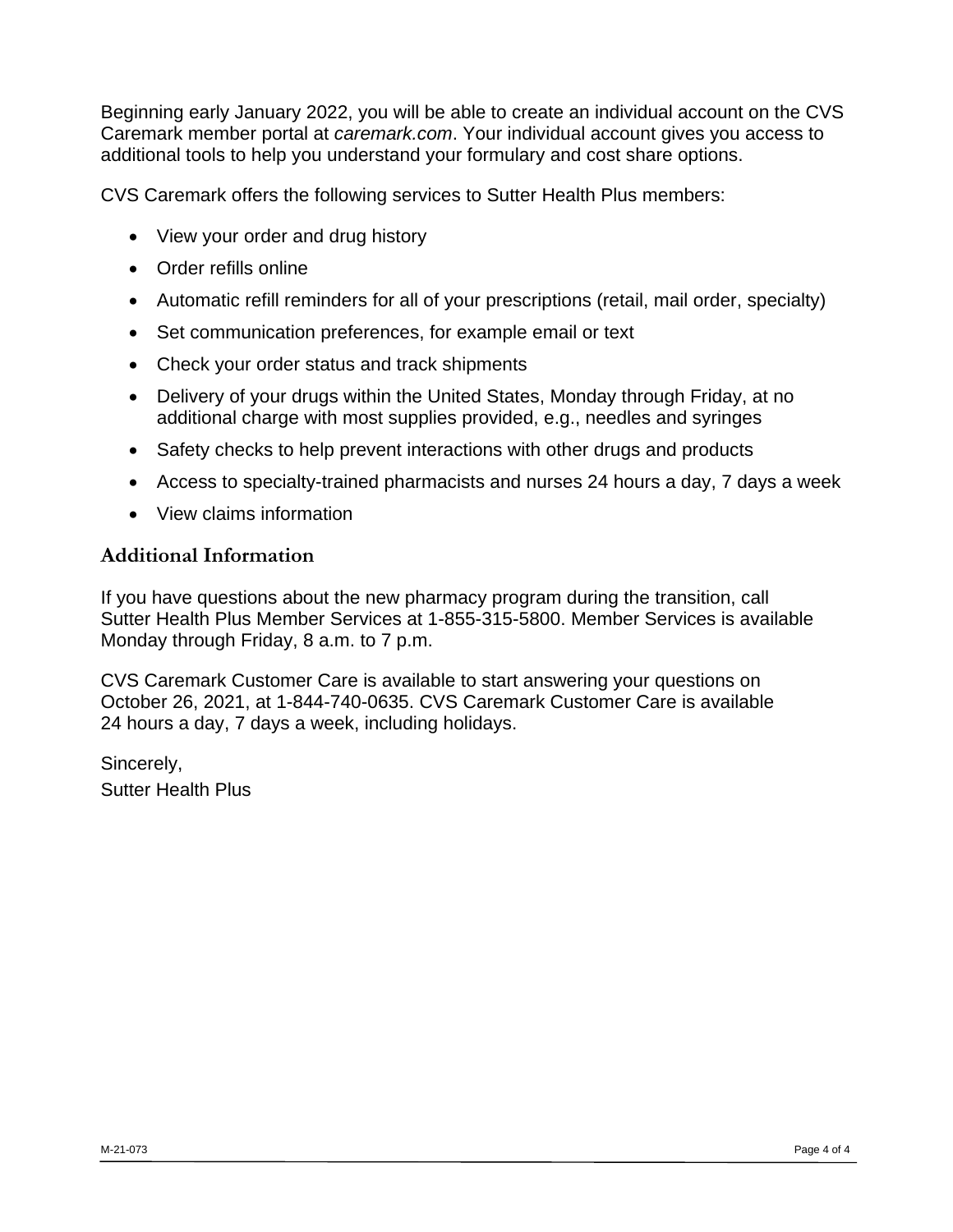Beginning early January 2022, you will be able to create an individual account on the CVS Caremark member portal at *caremark.com*. Your individual account gives you access to additional tools to help you understand your formulary and cost share options.

CVS Caremark offers the following services to Sutter Health Plus members:

- View your order and drug history
- Order refills online
- Automatic refill reminders for all of your prescriptions (retail, mail order, specialty)
- Set communication preferences, for example email or text
- Check your order status and track shipments
- Delivery of your drugs within the United States, Monday through Friday, at no additional charge with most supplies provided, e.g., needles and syringes
- Safety checks to help prevent interactions with other drugs and products
- Access to specialty-trained pharmacists and nurses 24 hours a day, 7 days a week
- View claims information

## Additional Information

If you have questions about the new pharmacy program during the transition, call Sutter Health Plus Member Services at 1-855-315-5800. Member Services is available Monday through Friday, 8 a.m. to 7 p.m.

CVS Caremark Customer Care is available to start answering your questions on October 26, 2021, at 1-844-740-0635. CVS Caremark Customer Care is available 24 hours a day, 7 days a week, including holidays.

Sincerely,
Sutter Health Plus

M-21-073